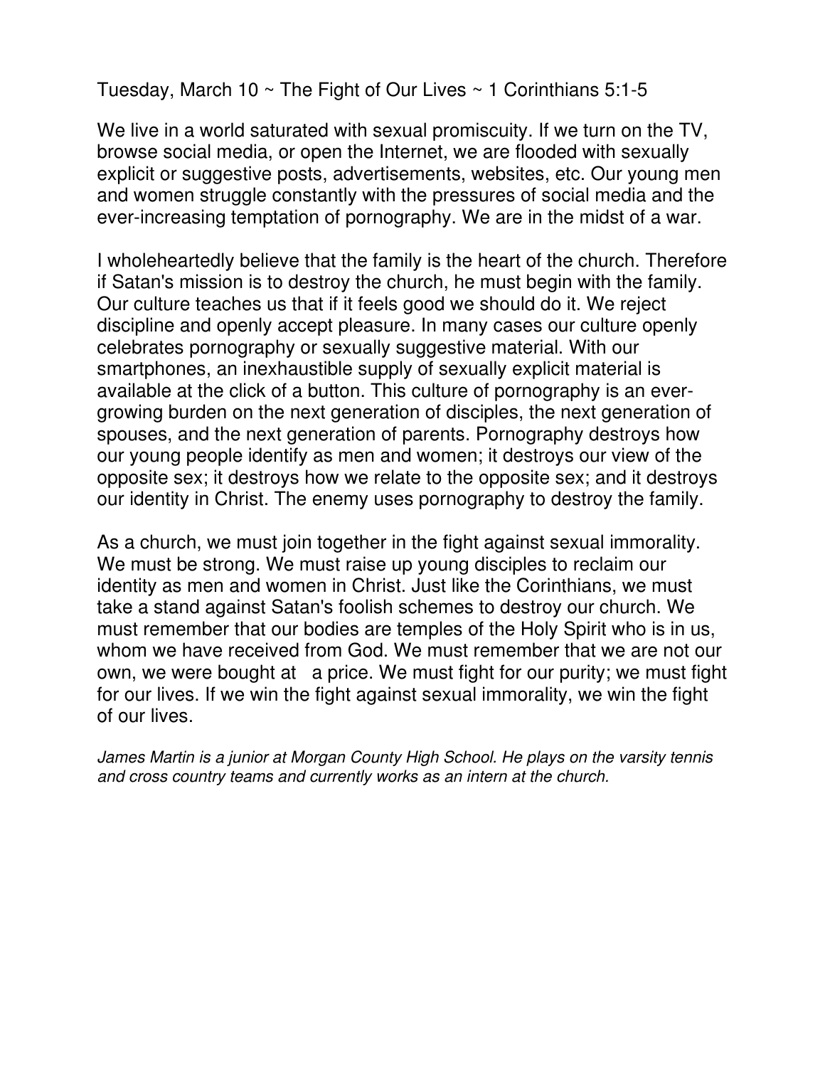Tuesday, March 10 ~ The Fight of Our Lives ~ 1 Corinthians 5:1-5

We live in a world saturated with sexual promiscuity. If we turn on the TV, browse social media, or open the Internet, we are flooded with sexually explicit or suggestive posts, advertisements, websites, etc. Our young men and women struggle constantly with the pressures of social media and the ever-increasing temptation of pornography. We are in the midst of a war.

I wholeheartedly believe that the family is the heart of the church. Therefore if Satan's mission is to destroy the church, he must begin with the family. Our culture teaches us that if it feels good we should do it. We reject discipline and openly accept pleasure. In many cases our culture openly celebrates pornography or sexually suggestive material. With our smartphones, an inexhaustible supply of sexually explicit material is available at the click of a button. This culture of pornography is an ever-growing burden on the next generation of disciples, the next generation of spouses, and the next generation of parents. Pornography destroys how our young people identify as men and women; it destroys our view of the opposite sex; it destroys how we relate to the opposite sex; and it destroys our identity in Christ. The enemy uses pornography to destroy the family.

As a church, we must join together in the fight against sexual immorality. We must be strong. We must raise up young disciples to reclaim our identity as men and women in Christ. Just like the Corinthians, we must take a stand against Satan's foolish schemes to destroy our church. We must remember that our bodies are temples of the Holy Spirit who is in us, whom we have received from God. We must remember that we are not our own, we were bought at a price. We must fight for our purity; we must fight for our lives. If we win the fight against sexual immorality, we win the fight of our lives.

*James Martin is a junior at Morgan County High School. He plays on the varsity tennis and cross country teams and currently works as an intern at the church.*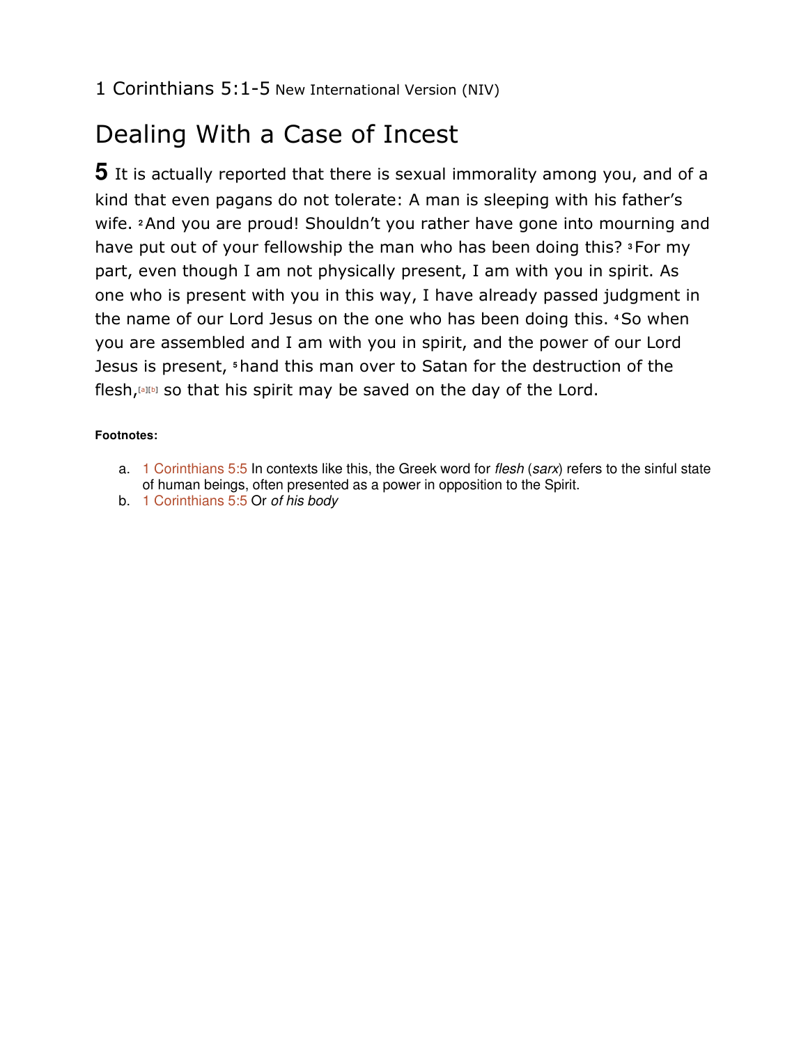1 Corinthians 5:1-5 New International Version (NIV)

# Dealing With a Case of Incest

**5** It is actually reported that there is sexual immorality among you, and of a kind that even pagans do not tolerate: A man is sleeping with his father's wife. [2] And you are proud! Shouldn't you rather have gone into mourning and have put out of your fellowship the man who has been doing this? [3] For my part, even though I am not physically present, I am with you in spirit. As one who is present with you in this way, I have already passed judgment in the name of our Lord Jesus on the one who has been doing this. [4] So when you are assembled and I am with you in spirit, and the power of our Lord Jesus is present, [5] hand this man over to Satan for the destruction of the flesh,[a][b] so that his spirit may be saved on the day of the Lord.

**Footnotes:**

a. 1 Corinthians 5:5 In contexts like this, the Greek word for *flesh* (*sarx*) refers to the sinful state of human beings, often presented as a power in opposition to the Spirit.
b. 1 Corinthians 5:5 Or *of his body*